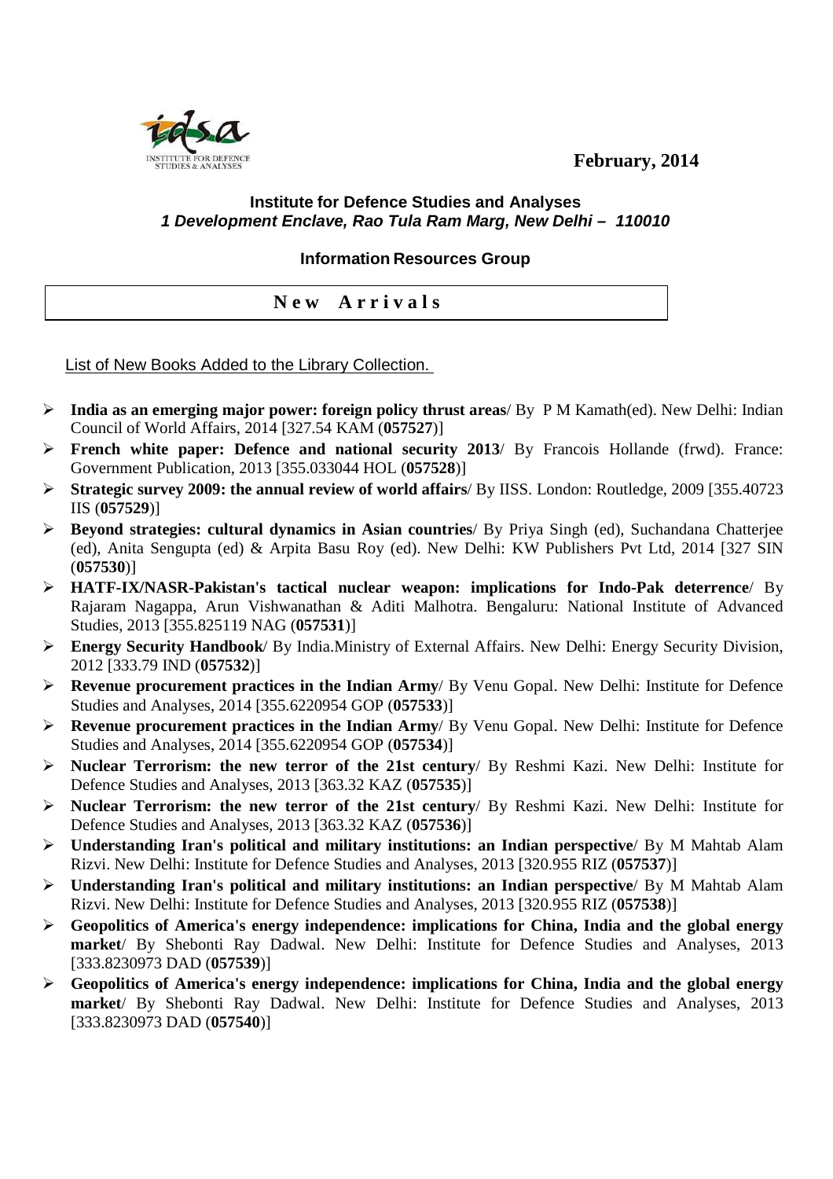February, 2014

**Institute for Defence Studies and Analyses**
***1 Development Enclave, Rao Tula Ram Marg, New Delhi – 110010***

**Information Resources Group**

## New Arrivals

List of New Books Added to the Library Collection.

- **India as an emerging major power: foreign policy thrust areas**/ By P M Kamath(ed). New Delhi: Indian Council of World Affairs, 2014 [327.54 KAM (**057527**)]
- **French white paper: Defence and national security 2013**/ By Francois Hollande (frwd). France: Government Publication, 2013 [355.033044 HOL (**057528**)]
- **Strategic survey 2009: the annual review of world affairs**/ By IISS. London: Routledge, 2009 [355.40723 IIS (**057529**)]
- **Beyond strategies: cultural dynamics in Asian countries**/ By Priya Singh (ed), Suchandana Chatterjee (ed), Anita Sengupta (ed) & Arpita Basu Roy (ed). New Delhi: KW Publishers Pvt Ltd, 2014 [327 SIN (**057530**)]
- **HATF-IX/NASR-Pakistan's tactical nuclear weapon: implications for Indo-Pak deterrence**/ By Rajaram Nagappa, Arun Vishwanathan & Aditi Malhotra. Bengaluru: National Institute of Advanced Studies, 2013 [355.825119 NAG (**057531**)]
- **Energy Security Handbook**/ By India.Ministry of External Affairs. New Delhi: Energy Security Division, 2012 [333.79 IND (**057532**)]
- **Revenue procurement practices in the Indian Army**/ By Venu Gopal. New Delhi: Institute for Defence Studies and Analyses, 2014 [355.6220954 GOP (**057533**)]
- **Revenue procurement practices in the Indian Army**/ By Venu Gopal. New Delhi: Institute for Defence Studies and Analyses, 2014 [355.6220954 GOP (**057534**)]
- **Nuclear Terrorism: the new terror of the 21st century**/ By Reshmi Kazi. New Delhi: Institute for Defence Studies and Analyses, 2013 [363.32 KAZ (**057535**)]
- **Nuclear Terrorism: the new terror of the 21st century**/ By Reshmi Kazi. New Delhi: Institute for Defence Studies and Analyses, 2013 [363.32 KAZ (**057536**)]
- **Understanding Iran's political and military institutions: an Indian perspective**/ By M Mahtab Alam Rizvi. New Delhi: Institute for Defence Studies and Analyses, 2013 [320.955 RIZ (**057537**)]
- **Understanding Iran's political and military institutions: an Indian perspective**/ By M Mahtab Alam Rizvi. New Delhi: Institute for Defence Studies and Analyses, 2013 [320.955 RIZ (**057538**)]
- **Geopolitics of America's energy independence: implications for China, India and the global energy market**/ By Shebonti Ray Dadwal. New Delhi: Institute for Defence Studies and Analyses, 2013 [333.8230973 DAD (**057539**)]
- **Geopolitics of America's energy independence: implications for China, India and the global energy market**/ By Shebonti Ray Dadwal. New Delhi: Institute for Defence Studies and Analyses, 2013 [333.8230973 DAD (**057540**)]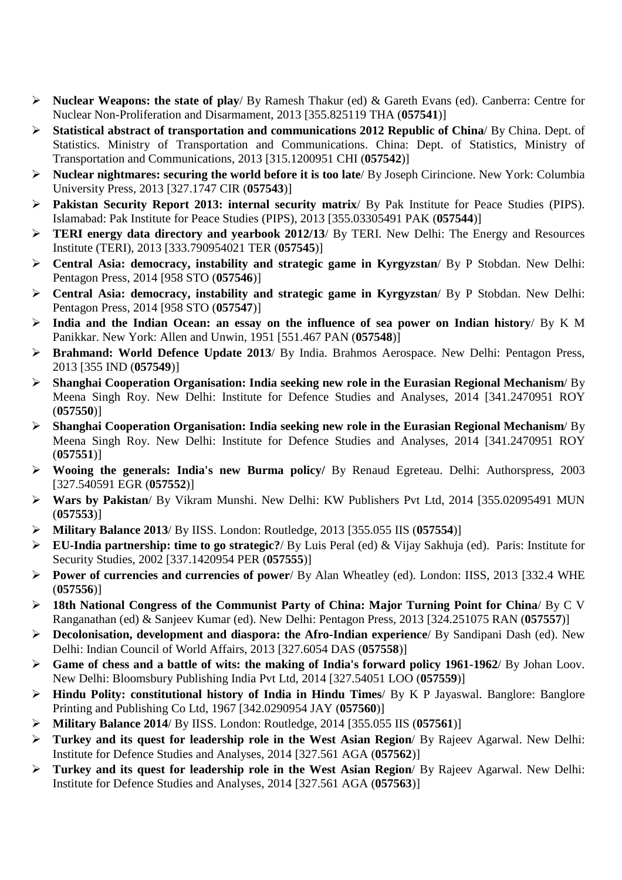- **Nuclear Weapons: the state of play**/ By Ramesh Thakur (ed) & Gareth Evans (ed). Canberra: Centre for Nuclear Non-Proliferation and Disarmament, 2013 [355.825119 THA (**057541**)]
- **Statistical abstract of transportation and communications 2012 Republic of China**/ By China. Dept. of Statistics. Ministry of Transportation and Communications. China: Dept. of Statistics, Ministry of Transportation and Communications, 2013 [315.1200951 CHI (**057542**)]
- **Nuclear nightmares: securing the world before it is too late**/ By Joseph Cirincione. New York: Columbia University Press, 2013 [327.1747 CIR (**057543**)]
- **Pakistan Security Report 2013: internal security matrix**/ By Pak Institute for Peace Studies (PIPS). Islamabad: Pak Institute for Peace Studies (PIPS), 2013 [355.03305491 PAK (**057544**)]
- **TERI energy data directory and yearbook 2012/13**/ By TERI. New Delhi: The Energy and Resources Institute (TERI), 2013 [333.790954021 TER (**057545**)]
- **Central Asia: democracy, instability and strategic game in Kyrgyzstan**/ By P Stobdan. New Delhi: Pentagon Press, 2014 [958 STO (**057546**)]
- **Central Asia: democracy, instability and strategic game in Kyrgyzstan**/ By P Stobdan. New Delhi: Pentagon Press, 2014 [958 STO (**057547**)]
- **India and the Indian Ocean: an essay on the influence of sea power on Indian history**/ By K M Panikkar. New York: Allen and Unwin, 1951 [551.467 PAN (**057548**)]
- **Brahmand: World Defence Update 2013**/ By India. Brahmos Aerospace. New Delhi: Pentagon Press, 2013 [355 IND (**057549**)]
- **Shanghai Cooperation Organisation: India seeking new role in the Eurasian Regional Mechanism**/ By Meena Singh Roy. New Delhi: Institute for Defence Studies and Analyses, 2014 [341.2470951 ROY (**057550**)]
- **Shanghai Cooperation Organisation: India seeking new role in the Eurasian Regional Mechanism**/ By Meena Singh Roy. New Delhi: Institute for Defence Studies and Analyses, 2014 [341.2470951 ROY (**057551**)]
- **Wooing the generals: India's new Burma policy/** By Renaud Egreteau. Delhi: Authorspress, 2003 [327.540591 EGR (**057552**)]
- **Wars by Pakistan**/ By Vikram Munshi. New Delhi: KW Publishers Pvt Ltd, 2014 [355.02095491 MUN (**057553**)]
- **Military Balance 2013**/ By IISS. London: Routledge, 2013 [355.055 IIS (**057554**)]
- **EU-India partnership: time to go strategic?**/ By Luis Peral (ed) & Vijay Sakhuja (ed). Paris: Institute for Security Studies, 2002 [337.1420954 PER (**057555**)]
- **Power of currencies and currencies of power**/ By Alan Wheatley (ed). London: IISS, 2013 [332.4 WHE (**057556**)]
- **18th National Congress of the Communist Party of China: Major Turning Point for China**/ By C V Ranganathan (ed) & Sanjeev Kumar (ed). New Delhi: Pentagon Press, 2013 [324.251075 RAN (**057557**)]
- **Decolonisation, development and diaspora: the Afro-Indian experience**/ By Sandipani Dash (ed). New Delhi: Indian Council of World Affairs, 2013 [327.6054 DAS (**057558**)]
- **Game of chess and a battle of wits: the making of India's forward policy 1961-1962**/ By Johan Loov. New Delhi: Bloomsbury Publishing India Pvt Ltd, 2014 [327.54051 LOO (**057559**)]
- **Hindu Polity: constitutional history of India in Hindu Times**/ By K P Jayaswal. Banglore: Banglore Printing and Publishing Co Ltd, 1967 [342.0290954 JAY (**057560**)]
- **Military Balance 2014**/ By IISS. London: Routledge, 2014 [355.055 IIS (**057561**)]
- **Turkey and its quest for leadership role in the West Asian Region**/ By Rajeev Agarwal. New Delhi: Institute for Defence Studies and Analyses, 2014 [327.561 AGA (**057562**)]
- **Turkey and its quest for leadership role in the West Asian Region**/ By Rajeev Agarwal. New Delhi: Institute for Defence Studies and Analyses, 2014 [327.561 AGA (**057563**)]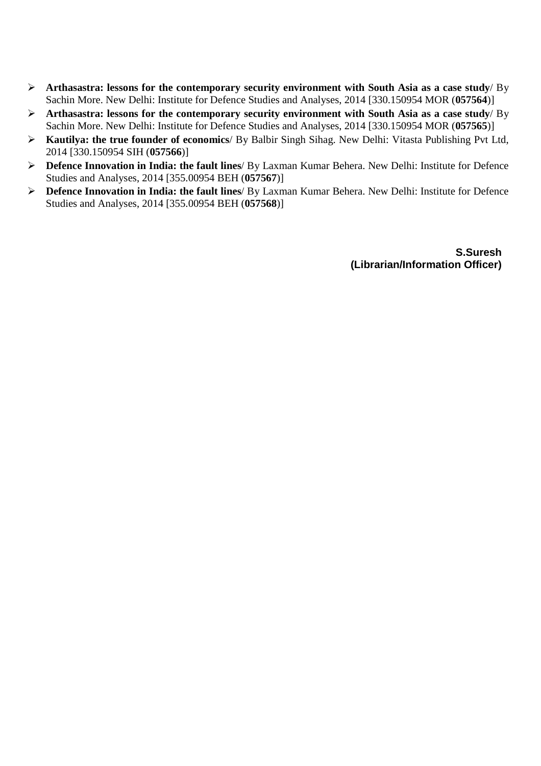- **Arthasastra: lessons for the contemporary security environment with South Asia as a case study**/ By Sachin More. New Delhi: Institute for Defence Studies and Analyses, 2014 [330.150954 MOR (**057564**)]
- **Arthasastra: lessons for the contemporary security environment with South Asia as a case study**/ By Sachin More. New Delhi: Institute for Defence Studies and Analyses, 2014 [330.150954 MOR (**057565**)]
- **Kautilya: the true founder of economics**/ By Balbir Singh Sihag. New Delhi: Vitasta Publishing Pvt Ltd, 2014 [330.150954 SIH (**057566**)]
- **Defence Innovation in India: the fault lines**/ By Laxman Kumar Behera. New Delhi: Institute for Defence Studies and Analyses, 2014 [355.00954 BEH (**057567**)]
- **Defence Innovation in India: the fault lines**/ By Laxman Kumar Behera. New Delhi: Institute for Defence Studies and Analyses, 2014 [355.00954 BEH (**057568**)]

**S.Suresh**
**(Librarian/Information Officer)**